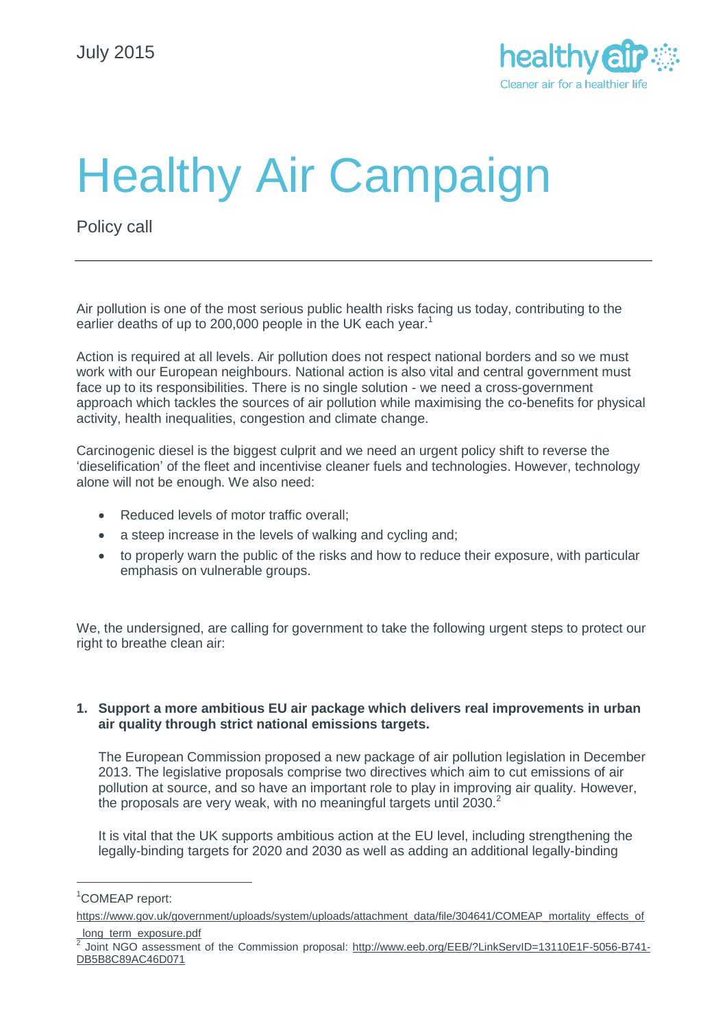July 2015

healthy air
Cleaner air for a healthier life

# Healthy Air Campaign

Policy call

---

Air pollution is one of the most serious public health risks facing us today, contributing to the earlier deaths of up to 200,000 people in the UK each year.[1]

Action is required at all levels. Air pollution does not respect national borders and so we must work with our European neighbours. National action is also vital and central government must face up to its responsibilities. There is no single solution - we need a cross-government approach which tackles the sources of air pollution while maximising the co-benefits for physical activity, health inequalities, congestion and climate change.

Carcinogenic diesel is the biggest culprit and we need an urgent policy shift to reverse the 'dieselification' of the fleet and incentivise cleaner fuels and technologies. However, technology alone will not be enough. We also need:

- Reduced levels of motor traffic overall;
- a steep increase in the levels of walking and cycling and;
- to properly warn the public of the risks and how to reduce their exposure, with particular emphasis on vulnerable groups.

We, the undersigned, are calling for government to take the following urgent steps to protect our right to breathe clean air:

1. **Support a more ambitious EU air package which delivers real improvements in urban air quality through strict national emissions targets.**

   The European Commission proposed a new package of air pollution legislation in December 2013. The legislative proposals comprise two directives which aim to cut emissions of air pollution at source, and so have an important role to play in improving air quality. However, the proposals are very weak, with no meaningful targets until 2030.[2]

   It is vital that the UK supports ambitious action at the EU level, including strengthening the legally-binding targets for 2020 and 2030 as well as adding an additional legally-binding

---

[1] COMEAP report: https://www.gov.uk/government/uploads/system/uploads/attachment_data/file/304641/COMEAP_mortality_effects_of_long_term_exposure.pdf

[2] Joint NGO assessment of the Commission proposal: http://www.eeb.org/EEB/?LinkServID=13110E1F-5056-B741-DB5B8C89AC46D071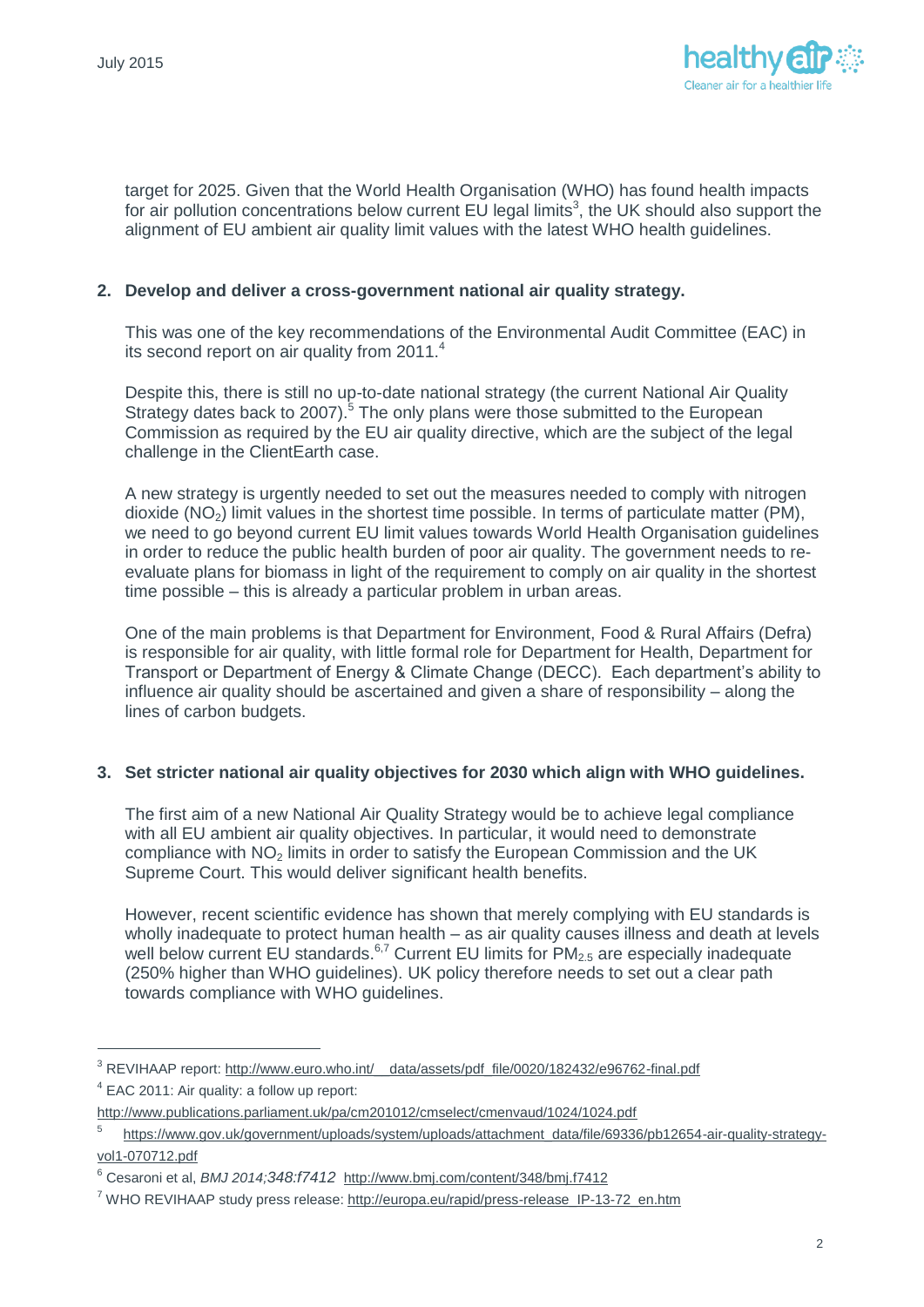target for 2025. Given that the World Health Organisation (WHO) has found health impacts for air pollution concentrations below current EU legal limits[3], the UK should also support the alignment of EU ambient air quality limit values with the latest WHO health guidelines.

**2. Develop and deliver a cross-government national air quality strategy.**

This was one of the key recommendations of the Environmental Audit Committee (EAC) in its second report on air quality from 2011.[4]

Despite this, there is still no up-to-date national strategy (the current National Air Quality Strategy dates back to 2007).[5] The only plans were those submitted to the European Commission as required by the EU air quality directive, which are the subject of the legal challenge in the ClientEarth case.

A new strategy is urgently needed to set out the measures needed to comply with nitrogen dioxide ($NO_2$) limit values in the shortest time possible. In terms of particulate matter (PM), we need to go beyond current EU limit values towards World Health Organisation guidelines in order to reduce the public health burden of poor air quality. The government needs to re-evaluate plans for biomass in light of the requirement to comply on air quality in the shortest time possible – this is already a particular problem in urban areas.

One of the main problems is that Department for Environment, Food & Rural Affairs (Defra) is responsible for air quality, with little formal role for Department for Health, Department for Transport or Department of Energy & Climate Change (DECC). Each department's ability to influence air quality should be ascertained and given a share of responsibility – along the lines of carbon budgets.

**3. Set stricter national air quality objectives for 2030 which align with WHO guidelines.**

The first aim of a new National Air Quality Strategy would be to achieve legal compliance with all EU ambient air quality objectives. In particular, it would need to demonstrate compliance with $NO_2$ limits in order to satisfy the European Commission and the UK Supreme Court. This would deliver significant health benefits.

However, recent scientific evidence has shown that merely complying with EU standards is wholly inadequate to protect human health – as air quality causes illness and death at levels well below current EU standards.[6,7] Current EU limits for $PM_{2.5}$ are especially inadequate (250% higher than WHO guidelines). UK policy therefore needs to set out a clear path towards compliance with WHO guidelines.

---

[3] REVIHAAP report: http://www.euro.who.int/__data/assets/pdf_file/0020/182432/e96762-final.pdf

[4] EAC 2011: Air quality: a follow up report: http://www.publications.parliament.uk/pa/cm201012/cmselect/cmenvaud/1024/1024.pdf

[5] https://www.gov.uk/government/uploads/system/uploads/attachment_data/file/69336/pb12654-air-quality-strategy-vol1-070712.pdf

[6] Cesaroni et al, *BMJ 2014;348:f7412* http://www.bmj.com/content/348/bmj.f7412

[7] WHO REVIHAAP study press release: http://europa.eu/rapid/press-release_IP-13-72_en.htm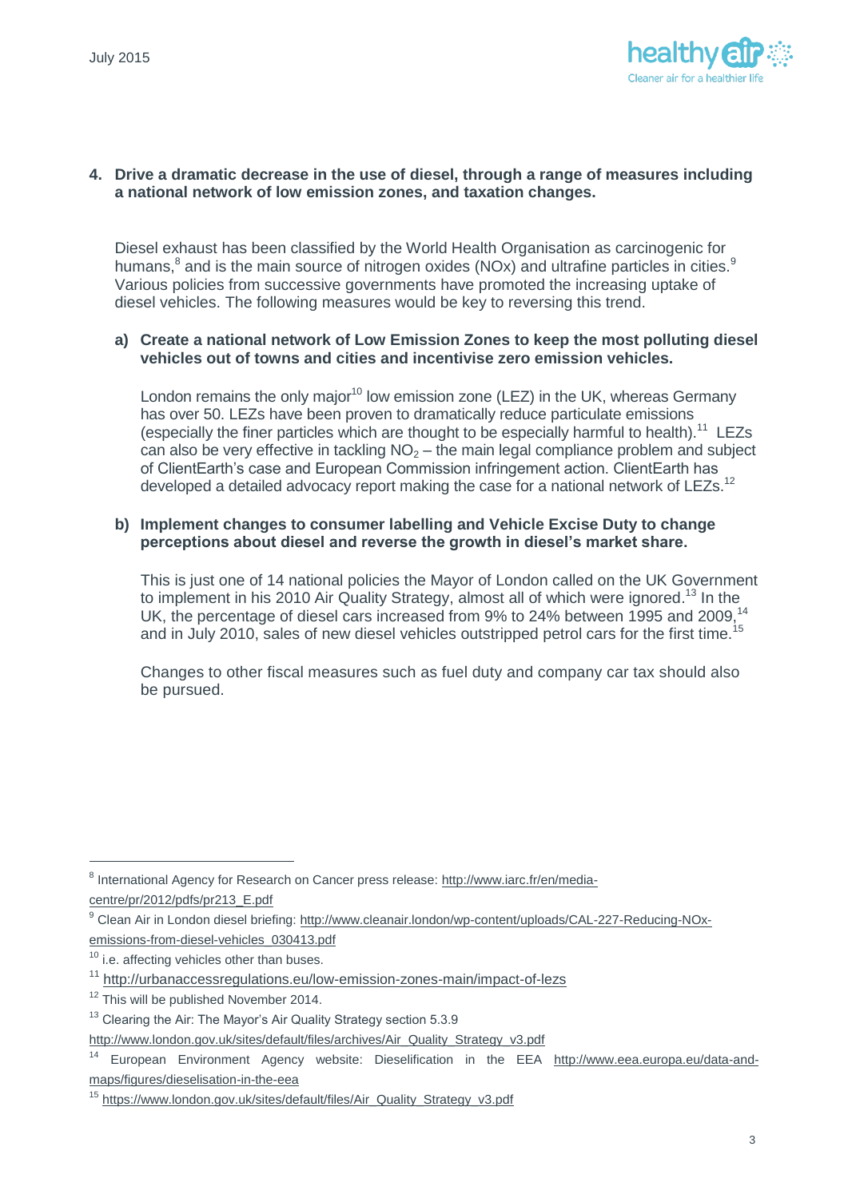4. **Drive a dramatic decrease in the use of diesel, through a range of measures including a national network of low emission zones, and taxation changes.**

Diesel exhaust has been classified by the World Health Organisation as carcinogenic for humans,[8] and is the main source of nitrogen oxides (NOx) and ultrafine particles in cities.[9] Various policies from successive governments have promoted the increasing uptake of diesel vehicles. The following measures would be key to reversing this trend.

**a) Create a national network of Low Emission Zones to keep the most polluting diesel vehicles out of towns and cities and incentivise zero emission vehicles.**

London remains the only major[10] low emission zone (LEZ) in the UK, whereas Germany has over 50. LEZs have been proven to dramatically reduce particulate emissions (especially the finer particles which are thought to be especially harmful to health).[11] LEZs can also be very effective in tackling $NO_2$ – the main legal compliance problem and subject of ClientEarth's case and European Commission infringement action. ClientEarth has developed a detailed advocacy report making the case for a national network of LEZs.[12]

**b) Implement changes to consumer labelling and Vehicle Excise Duty to change perceptions about diesel and reverse the growth in diesel's market share.**

This is just one of 14 national policies the Mayor of London called on the UK Government to implement in his 2010 Air Quality Strategy, almost all of which were ignored.[13] In the UK, the percentage of diesel cars increased from 9% to 24% between 1995 and 2009,[14] and in July 2010, sales of new diesel vehicles outstripped petrol cars for the first time.[15]

Changes to other fiscal measures such as fuel duty and company car tax should also be pursued.

---

[8] International Agency for Research on Cancer press release: http://www.iarc.fr/en/media-centre/pr/2012/pdfs/pr213_E.pdf

[9] Clean Air in London diesel briefing: http://www.cleanair.london/wp-content/uploads/CAL-227-Reducing-NOx-emissions-from-diesel-vehicles_030413.pdf

[10] i.e. affecting vehicles other than buses.

[11] http://urbanaccessregulations.eu/low-emission-zones-main/impact-of-lezs

[12] This will be published November 2014.

[13] Clearing the Air: The Mayor's Air Quality Strategy section 5.3.9 http://www.london.gov.uk/sites/default/files/archives/Air_Quality_Strategy_v3.pdf

[14] European Environment Agency website: Dieselification in the EEA http://www.eea.europa.eu/data-and-maps/figures/dieselisation-in-the-eea

[15] https://www.london.gov.uk/sites/default/files/Air_Quality_Strategy_v3.pdf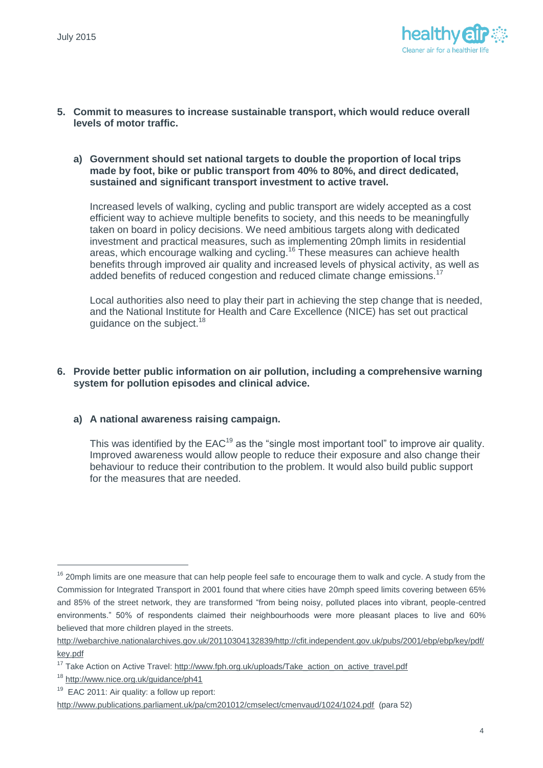5. **Commit to measures to increase sustainable transport, which would reduce overall levels of motor traffic.**

   a) **Government should set national targets to double the proportion of local trips made by foot, bike or public transport from 40% to 80%, and direct dedicated, sustained and significant transport investment to active travel.**

   Increased levels of walking, cycling and public transport are widely accepted as a cost efficient way to achieve multiple benefits to society, and this needs to be meaningfully taken on board in policy decisions. We need ambitious targets along with dedicated investment and practical measures, such as implementing 20mph limits in residential areas, which encourage walking and cycling.[16] These measures can achieve health benefits through improved air quality and increased levels of physical activity, as well as added benefits of reduced congestion and reduced climate change emissions.[17]

   Local authorities also need to play their part in achieving the step change that is needed, and the National Institute for Health and Care Excellence (NICE) has set out practical guidance on the subject.[18]

6. **Provide better public information on air pollution, including a comprehensive warning system for pollution episodes and clinical advice.**

   a) **A national awareness raising campaign.**

   This was identified by the EAC[19] as the "single most important tool" to improve air quality. Improved awareness would allow people to reduce their exposure and also change their behaviour to reduce their contribution to the problem. It would also build public support for the measures that are needed.

---

[16] 20mph limits are one measure that can help people feel safe to encourage them to walk and cycle. A study from the Commission for Integrated Transport in 2001 found that where cities have 20mph speed limits covering between 65% and 85% of the street network, they are transformed "from being noisy, polluted places into vibrant, people-centred environments." 50% of respondents claimed their neighbourhoods were more pleasant places to live and 60% believed that more children played in the streets.
http://webarchive.nationalarchives.gov.uk/20110304132839/http://cfit.independent.gov.uk/pubs/2001/ebp/ebp/key/pdf/key.pdf

[17] Take Action on Active Travel: http://www.fph.org.uk/uploads/Take_action_on_active_travel.pdf

[18] http://www.nice.org.uk/guidance/ph41

[19] EAC 2011: Air quality: a follow up report:
http://www.publications.parliament.uk/pa/cm201012/cmselect/cmenvaud/1024/1024.pdf (para 52)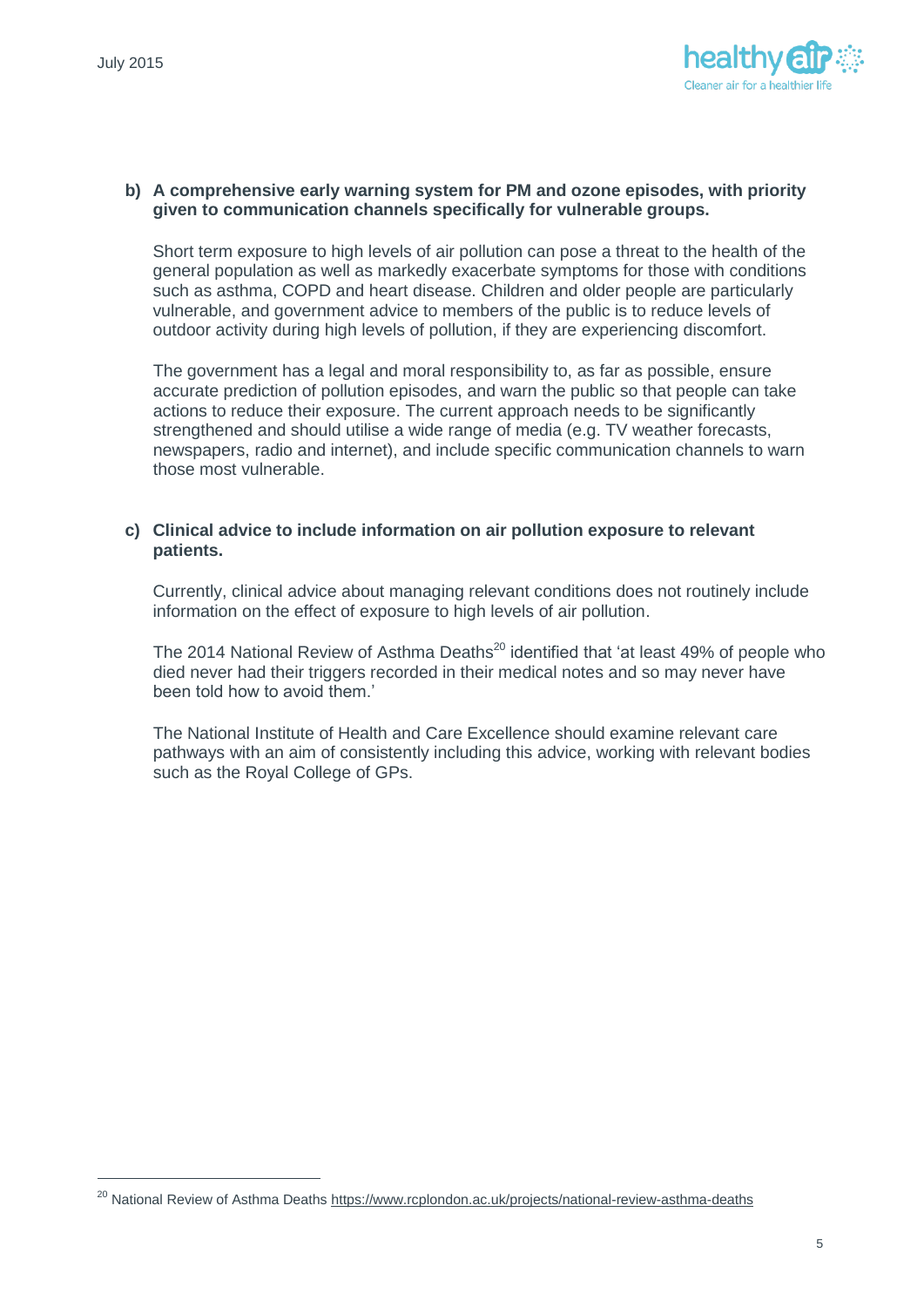**b) A comprehensive early warning system for PM and ozone episodes, with priority given to communication channels specifically for vulnerable groups.**

Short term exposure to high levels of air pollution can pose a threat to the health of the general population as well as markedly exacerbate symptoms for those with conditions such as asthma, COPD and heart disease. Children and older people are particularly vulnerable, and government advice to members of the public is to reduce levels of outdoor activity during high levels of pollution, if they are experiencing discomfort.

The government has a legal and moral responsibility to, as far as possible, ensure accurate prediction of pollution episodes, and warn the public so that people can take actions to reduce their exposure. The current approach needs to be significantly strengthened and should utilise a wide range of media (e.g. TV weather forecasts, newspapers, radio and internet), and include specific communication channels to warn those most vulnerable.

**c) Clinical advice to include information on air pollution exposure to relevant patients.**

Currently, clinical advice about managing relevant conditions does not routinely include information on the effect of exposure to high levels of air pollution.

The 2014 National Review of Asthma Deaths[20] identified that 'at least 49% of people who died never had their triggers recorded in their medical notes and so may never have been told how to avoid them.'

The National Institute of Health and Care Excellence should examine relevant care pathways with an aim of consistently including this advice, working with relevant bodies such as the Royal College of GPs.

[20] National Review of Asthma Deaths https://www.rcplondon.ac.uk/projects/national-review-asthma-deaths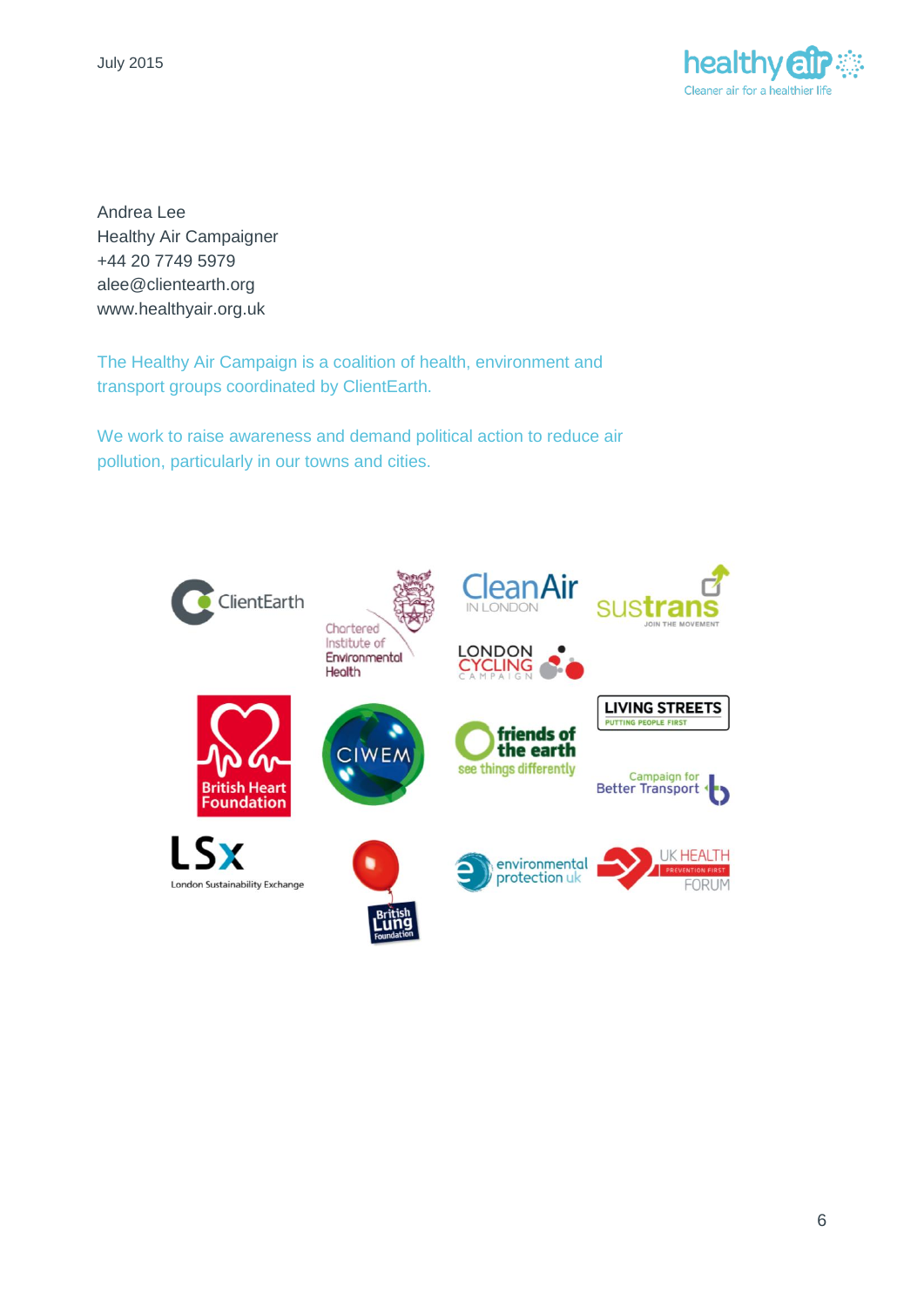July 2015

Andrea Lee
Healthy Air Campaigner
+44 20 7749 5979
alee@clientearth.org
www.healthyair.org.uk

The Healthy Air Campaign is a coalition of health, environment and transport groups coordinated by ClientEarth.

We work to raise awareness and demand political action to reduce air pollution, particularly in our towns and cities.